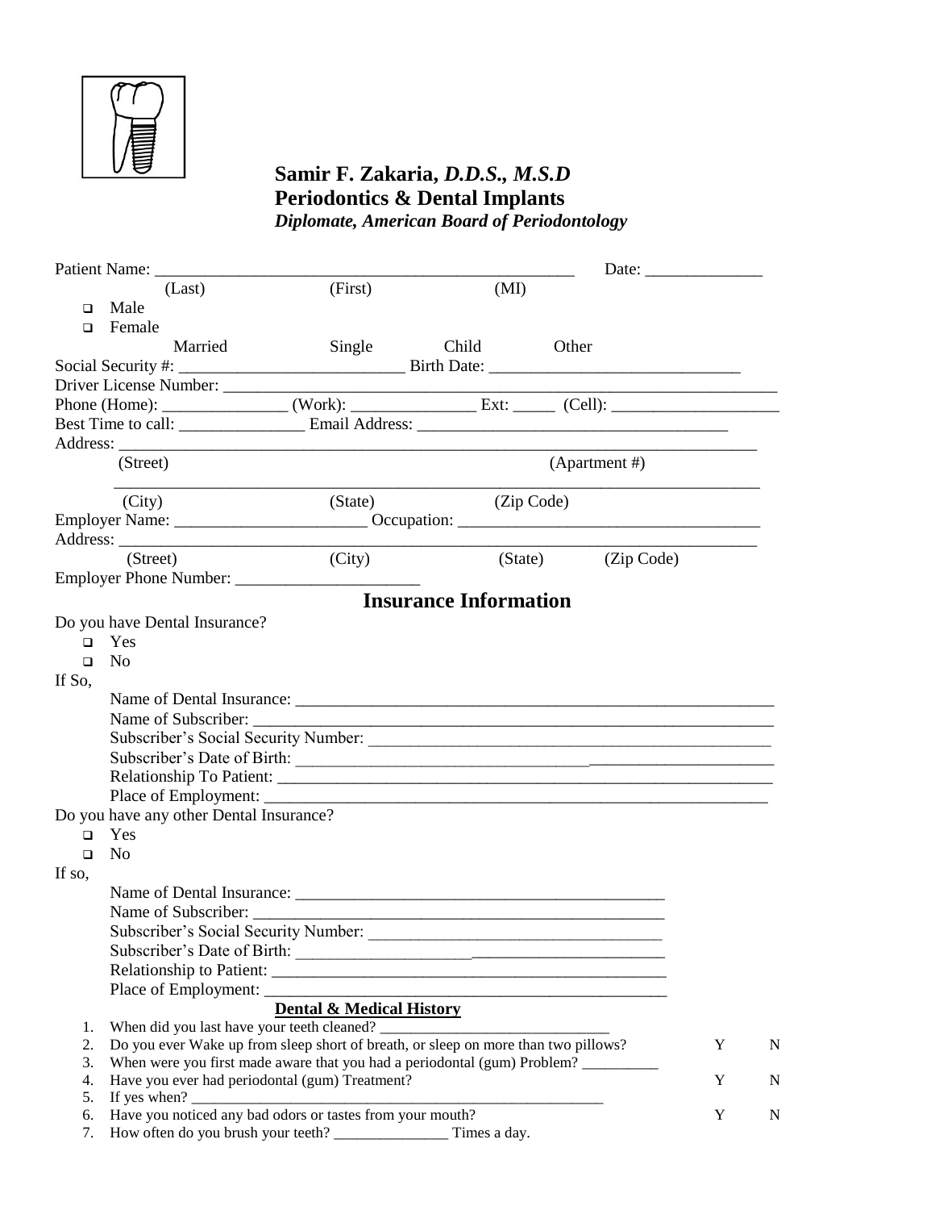**Samir F. Zakaria, *D.D.S., M.S.D***
**Periodontics & Dental Implants**
***Diplomate, American Board of Periodontology***

Patient Name: ____________________________________________________ Date: ______________

(Last) (First) (MI)

- ❑ Male
- ❑ Female

Married Single Child Other

Social Security #: __________________________ Birth Date: ______________________________

Driver License Number: ______________________________________________________________

Phone (Home): _______________ (Work): _______________ Ext: _____ (Cell): ____________________

Best Time to call: _______________ Email Address: _____________________________________

Address: ____________________________________________________________________________

(Street) (Apartment #)

____________________________________________________________________________

(City) (State) (Zip Code)

Employer Name: ______________________ Occupation: ___________________________________

Address: ____________________________________________________________________________

(Street) (City) (State) (Zip Code)

Employer Phone Number: ______________________

## Insurance Information

Do you have Dental Insurance?

- ❑ Yes
- ❑ No

If So,

Name of Dental Insurance: ____________________________________________________________

Name of Subscriber: _________________________________________________________________

Subscriber's Social Security Number: ___________________________________________________

Subscriber's Date of Birth: ____________________________________________________________

Relationship To Patient: ______________________________________________________________

Place of Employment: ________________________________________________________________

Do you have any other Dental Insurance?

- ❑ Yes
- ❑ No

If so,

Name of Dental Insurance: _____________________________________________

Name of Subscriber: _________________________________________________

Subscriber's Social Security Number: ____________________________________

Subscriber's Date of Birth: ____________________________________________

Relationship to Patient: _______________________________________________

Place of Employment: _________________________________________________

**<u>Dental & Medical History</u>**

1. When did you last have your teeth cleaned? ______________________________
2. Do you ever Wake up from sleep short of breath, or sleep on more than two pillows? Y N
3. When were you first made aware that you had a periodontal (gum) Problem? __________
4. Have you ever had periodontal (gum) Treatment? Y N
5. If yes when? ______________________________________________________
6. Have you noticed any bad odors or tastes from your mouth? Y N
7. How often do you brush your teeth? _______________ Times a day.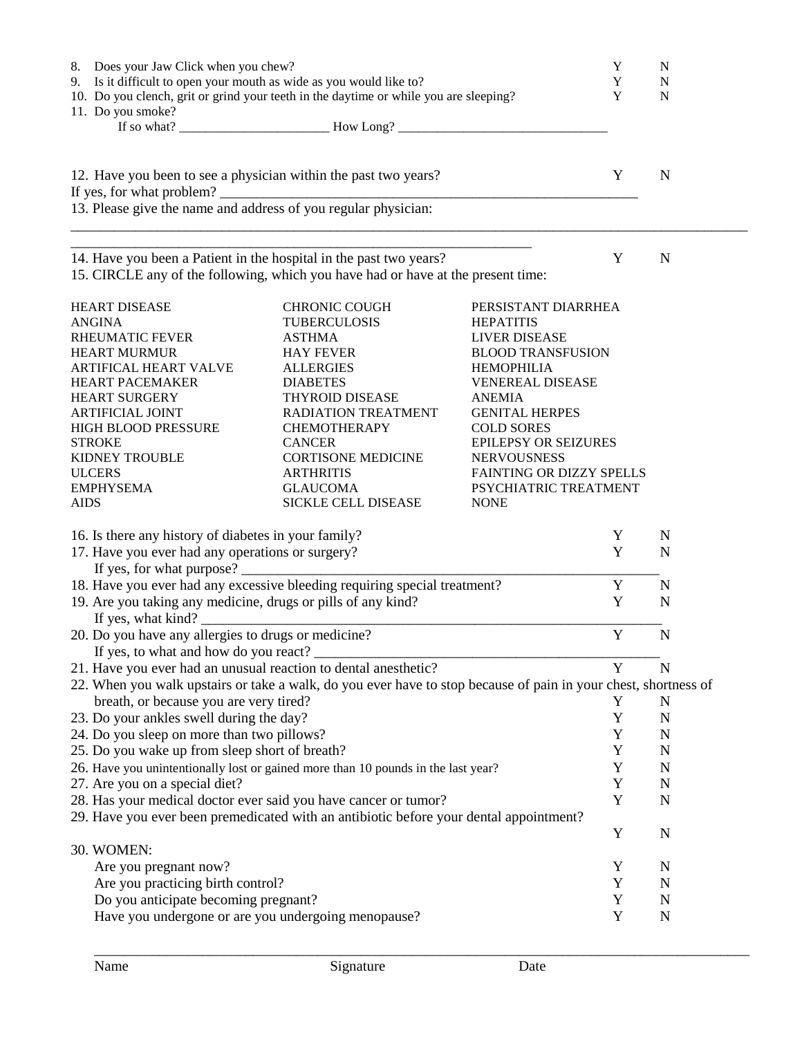8. Does your Jaw Click when you chew? Y N
9. Is it difficult to open your mouth as wide as you would like to? Y N
10. Do you clench, grit or grind your teeth in the daytime or while you are sleeping? Y N
11. Do you smoke?
    If so what? _______________________ How Long? _________________________________

12. Have you been to see a physician within the past two years? Y N
If yes, for what problem? ___________________________________________________________________
13. Please give the name and address of you regular physician:
_____________________________________________________________________________________________

_____________________________________________________________________

14. Have you been a Patient in the hospital in the past two years? Y N
15. CIRCLE any of the following, which you have had or have at the present time:

| | | |
|---|---|---|
| HEART DISEASE | CHRONIC COUGH | PERSISTANT DIARRHEA |
| ANGINA | TUBERCULOSIS | HEPATITIS |
| RHEUMATIC FEVER | ASTHMA | LIVER DISEASE |
| HEART MURMUR | HAY FEVER | BLOOD TRANSFUSION |
| ARTIFICAL HEART VALVE | ALLERGIES | HEMOPHILIA |
| HEART PACEMAKER | DIABETES | VENEREAL DISEASE |
| HEART SURGERY | THYROID DISEASE | ANEMIA |
| ARTIFICIAL JOINT | RADIATION TREATMENT | GENITAL HERPES |
| HIGH BLOOD PRESSURE | CHEMOTHERAPY | COLD SORES |
| STROKE | CANCER | EPILEPSY OR SEIZURES |
| KIDNEY TROUBLE | CORTISONE MEDICINE | NERVOUSNESS |
| ULCERS | ARTHRITIS | FAINTING OR DIZZY SPELLS |
| EMPHYSEMA | GLAUCOMA | PSYCHIATRIC TREATMENT |
| AIDS | SICKLE CELL DISEASE | NONE |

16. Is there any history of diabetes in your family? Y N
17. Have you ever had any operations or surgery? Y N
    If yes, for what purpose? ______________________________________________________________
18. Have you ever had any excessive bleeding requiring special treatment? Y N
19. Are you taking any medicine, drugs or pills of any kind? Y N
    If yes, what kind? ____________________________________________________________________
20. Do you have any allergies to drugs or medicine? Y N
    If yes, to what and how do you react? ___________________________________________________
21. Have you ever had an unusual reaction to dental anesthetic? Y N
22. When you walk upstairs or take a walk, do you ever have to stop because of pain in your chest, shortness of breath, or because you are very tired? Y N
23. Do your ankles swell during the day? Y N
24. Do you sleep on more than two pillows? Y N
25. Do you wake up from sleep short of breath? Y N
26. Have you unintentionally lost or gained more than 10 pounds in the last year? Y N
27. Are you on a special diet? Y N
28. Has your medical doctor ever said you have cancer or tumor? Y N
29. Have you ever been premedicated with an antibiotic before your dental appointment? Y N
30. WOMEN:
    Are you pregnant now? Y N
    Are you practicing birth control? Y N
    Do you anticipate becoming pregnant? Y N
    Have you undergone or are you undergoing menopause? Y N

_____________________________________________________________________________________________
Name Signature Date